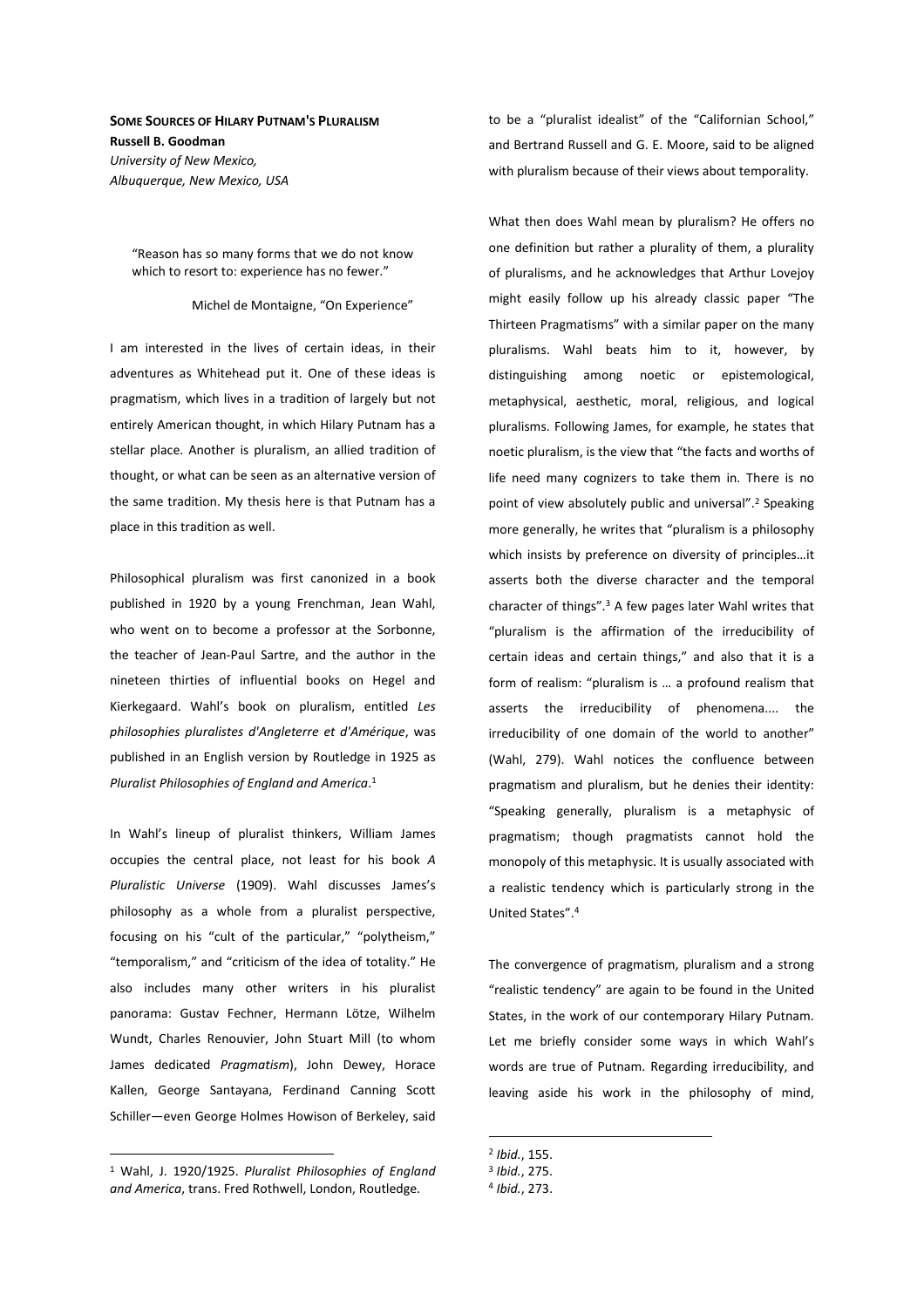**SOME SOURCES OF HILARY PUTNAM'S PLURALISM**

**Russell B. Goodman**

*University of New Mexico,*
*Albuquerque, New Mexico, USA*

> "Reason has so many forms that we do not know which to resort to: experience has no fewer."
>
> Michel de Montaigne, "On Experience"

I am interested in the lives of certain ideas, in their adventures as Whitehead put it. One of these ideas is pragmatism, which lives in a tradition of largely but not entirely American thought, in which Hilary Putnam has a stellar place. Another is pluralism, an allied tradition of thought, or what can be seen as an alternative version of the same tradition. My thesis here is that Putnam has a place in this tradition as well.

Philosophical pluralism was first canonized in a book published in 1920 by a young Frenchman, Jean Wahl, who went on to become a professor at the Sorbonne, the teacher of Jean-Paul Sartre, and the author in the nineteen thirties of influential books on Hegel and Kierkegaard. Wahl's book on pluralism, entitled *Les philosophies pluralistes d'Angleterre et d'Amérique*, was published in an English version by Routledge in 1925 as *Pluralist Philosophies of England and America*.[1]

In Wahl's lineup of pluralist thinkers, William James occupies the central place, not least for his book *A Pluralistic Universe* (1909). Wahl discusses James's philosophy as a whole from a pluralist perspective, focusing on his "cult of the particular," "polytheism," "temporalism," and "criticism of the idea of totality." He also includes many other writers in his pluralist panorama: Gustav Fechner, Hermann Lötze, Wilhelm Wundt, Charles Renouvier, John Stuart Mill (to whom James dedicated *Pragmatism*), John Dewey, Horace Kallen, George Santayana, Ferdinand Canning Scott Schiller—even George Holmes Howison of Berkeley, said to be a "pluralist idealist" of the "Californian School," and Bertrand Russell and G. E. Moore, said to be aligned with pluralism because of their views about temporality.

What then does Wahl mean by pluralism? He offers no one definition but rather a plurality of them, a plurality of pluralisms, and he acknowledges that Arthur Lovejoy might easily follow up his already classic paper "The Thirteen Pragmatisms" with a similar paper on the many pluralisms. Wahl beats him to it, however, by distinguishing among noetic or epistemological, metaphysical, aesthetic, moral, religious, and logical pluralisms. Following James, for example, he states that noetic pluralism, is the view that "the facts and worths of life need many cognizers to take them in. There is no point of view absolutely public and universal".[2] Speaking more generally, he writes that "pluralism is a philosophy which insists by preference on diversity of principles…it asserts both the diverse character and the temporal character of things".[3] A few pages later Wahl writes that "pluralism is the affirmation of the irreducibility of certain ideas and certain things," and also that it is a form of realism: "pluralism is … a profound realism that asserts the irreducibility of phenomena.... the irreducibility of one domain of the world to another" (Wahl, 279). Wahl notices the confluence between pragmatism and pluralism, but he denies their identity: "Speaking generally, pluralism is a metaphysic of pragmatism; though pragmatists cannot hold the monopoly of this metaphysic. It is usually associated with a realistic tendency which is particularly strong in the United States".[4]

The convergence of pragmatism, pluralism and a strong "realistic tendency" are again to be found in the United States, in the work of our contemporary Hilary Putnam. Let me briefly consider some ways in which Wahl's words are true of Putnam. Regarding irreducibility, and leaving aside his work in the philosophy of mind,

---

[1] Wahl, J. 1920/1925. *Pluralist Philosophies of England and America*, trans. Fred Rothwell, London, Routledge.

[2] *Ibid.*, 155.

[3] *Ibid.*, 275.

[4] *Ibid.*, 273.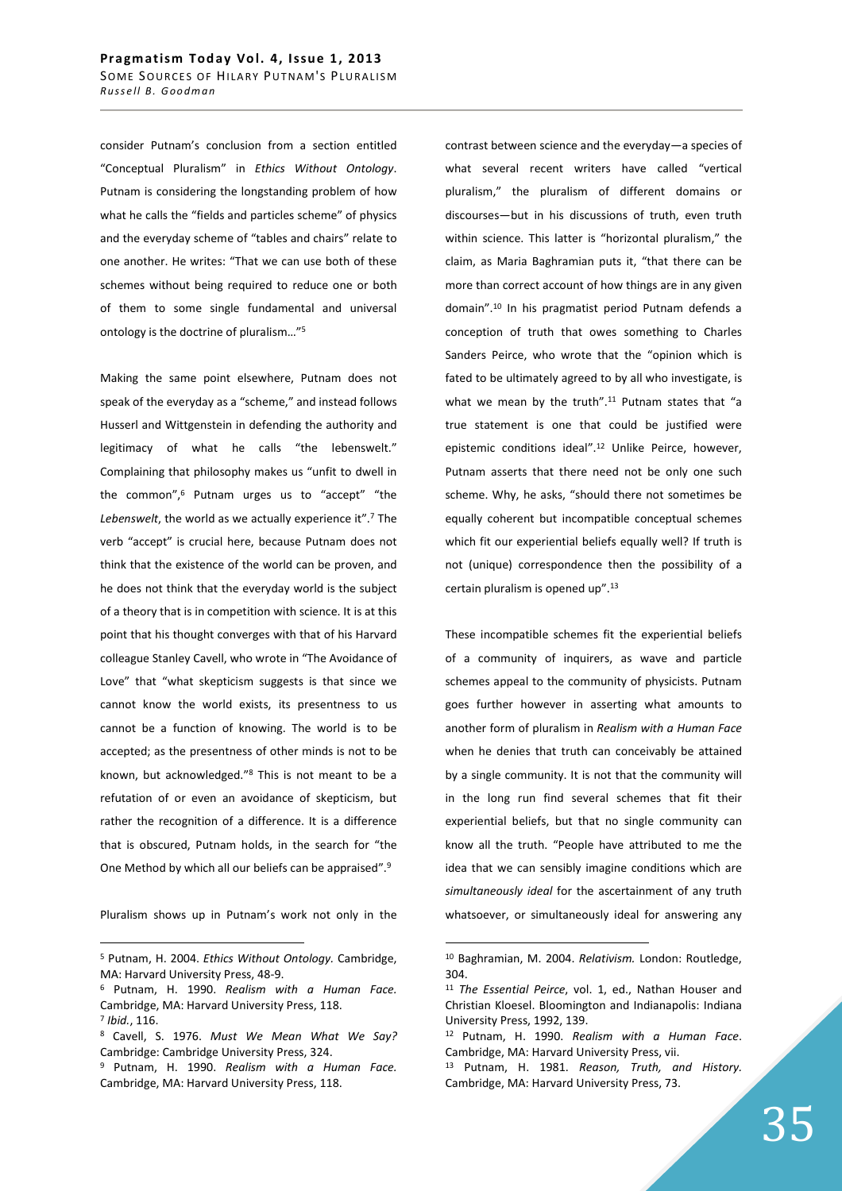consider Putnam's conclusion from a section entitled "Conceptual Pluralism" in *Ethics Without Ontology*. Putnam is considering the longstanding problem of how what he calls the "fields and particles scheme" of physics and the everyday scheme of "tables and chairs" relate to one another. He writes: "That we can use both of these schemes without being required to reduce one or both of them to some single fundamental and universal ontology is the doctrine of pluralism…"[5]

Making the same point elsewhere, Putnam does not speak of the everyday as a "scheme," and instead follows Husserl and Wittgenstein in defending the authority and legitimacy of what he calls "the lebenswelt." Complaining that philosophy makes us "unfit to dwell in the common",[6] Putnam urges us to "accept" "the *Lebenswelt*, the world as we actually experience it".[7] The verb "accept" is crucial here, because Putnam does not think that the existence of the world can be proven, and he does not think that the everyday world is the subject of a theory that is in competition with science. It is at this point that his thought converges with that of his Harvard colleague Stanley Cavell, who wrote in "The Avoidance of Love" that "what skepticism suggests is that since we cannot know the world exists, its presentness to us cannot be a function of knowing. The world is to be accepted; as the presentness of other minds is not to be known, but acknowledged."[8] This is not meant to be a refutation of or even an avoidance of skepticism, but rather the recognition of a difference. It is a difference that is obscured, Putnam holds, in the search for "the One Method by which all our beliefs can be appraised".[9]

Pluralism shows up in Putnam's work not only in the contrast between science and the everyday—a species of what several recent writers have called "vertical pluralism," the pluralism of different domains or discourses—but in his discussions of truth, even truth within science. This latter is "horizontal pluralism," the claim, as Maria Baghramian puts it, "that there can be more than correct account of how things are in any given domain".[10] In his pragmatist period Putnam defends a conception of truth that owes something to Charles Sanders Peirce, who wrote that the "opinion which is fated to be ultimately agreed to by all who investigate, is what we mean by the truth".[11] Putnam states that "a true statement is one that could be justified were epistemic conditions ideal".[12] Unlike Peirce, however, Putnam asserts that there need not be only one such scheme. Why, he asks, "should there not sometimes be equally coherent but incompatible conceptual schemes which fit our experiential beliefs equally well? If truth is not (unique) correspondence then the possibility of a certain pluralism is opened up".[13]

These incompatible schemes fit the experiential beliefs of a community of inquirers, as wave and particle schemes appeal to the community of physicists. Putnam goes further however in asserting what amounts to another form of pluralism in *Realism with a Human Face* when he denies that truth can conceivably be attained by a single community. It is not that the community will in the long run find several schemes that fit their experiential beliefs, but that no single community can know all the truth. "People have attributed to me the idea that we can sensibly imagine conditions which are *simultaneously ideal* for the ascertainment of any truth whatsoever, or simultaneously ideal for answering any

---

[5] Putnam, H. 2004. *Ethics Without Ontology.* Cambridge, MA: Harvard University Press, 48-9.

[6] Putnam, H. 1990. *Realism with a Human Face.* Cambridge, MA: Harvard University Press, 118.

[7] *Ibid.*, 116.

[8] Cavell, S. 1976. *Must We Mean What We Say?* Cambridge: Cambridge University Press, 324.

[9] Putnam, H. 1990. *Realism with a Human Face.* Cambridge, MA: Harvard University Press, 118.

[10] Baghramian, M. 2004. *Relativism.* London: Routledge, 304.

[11] *The Essential Peirce*, vol. 1, ed., Nathan Houser and Christian Kloesel. Bloomington and Indianapolis: Indiana University Press, 1992, 139.

[12] Putnam, H. 1990. *Realism with a Human Face*. Cambridge, MA: Harvard University Press, vii.

[13] Putnam, H. 1981. *Reason, Truth, and History*. Cambridge, MA: Harvard University Press, 73.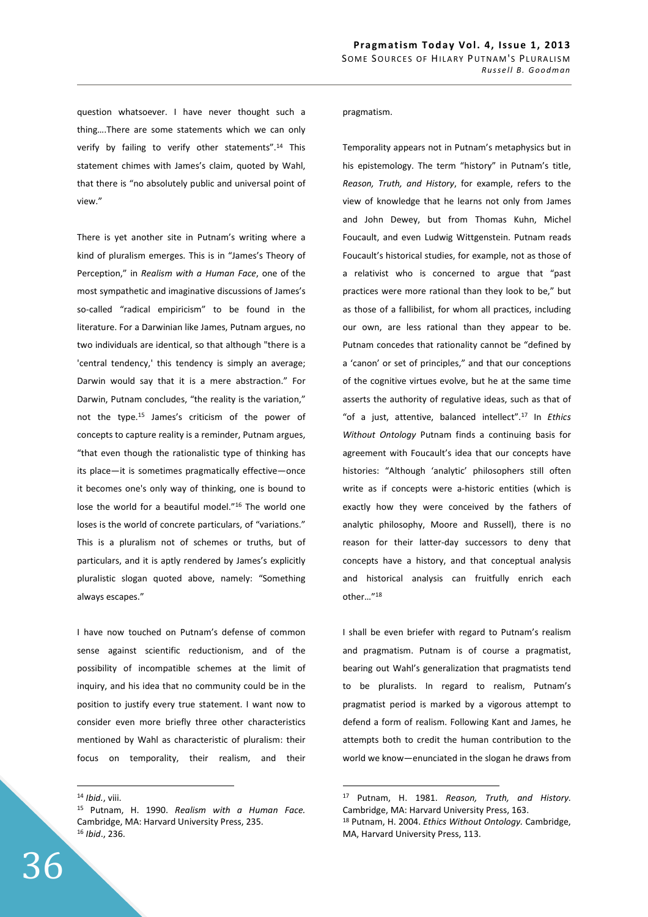question whatsoever. I have never thought such a thing….There are some statements which we can only verify by failing to verify other statements".[14] This statement chimes with James's claim, quoted by Wahl, that there is "no absolutely public and universal point of view."

There is yet another site in Putnam's writing where a kind of pluralism emerges. This is in "James's Theory of Perception," in *Realism with a Human Face*, one of the most sympathetic and imaginative discussions of James's so-called "radical empiricism" to be found in the literature. For a Darwinian like James, Putnam argues, no two individuals are identical, so that although "there is a 'central tendency,' this tendency is simply an average; Darwin would say that it is a mere abstraction." For Darwin, Putnam concludes, "the reality is the variation," not the type.[15] James's criticism of the power of concepts to capture reality is a reminder, Putnam argues, "that even though the rationalistic type of thinking has its place—it is sometimes pragmatically effective—once it becomes one's only way of thinking, one is bound to lose the world for a beautiful model."[16] The world one loses is the world of concrete particulars, of "variations." This is a pluralism not of schemes or truths, but of particulars, and it is aptly rendered by James's explicitly pluralistic slogan quoted above, namely: "Something always escapes."

I have now touched on Putnam's defense of common sense against scientific reductionism, and of the possibility of incompatible schemes at the limit of inquiry, and his idea that no community could be in the position to justify every true statement. I want now to consider even more briefly three other characteristics mentioned by Wahl as characteristic of pluralism: their focus on temporality, their realism, and their pragmatism.

Temporality appears not in Putnam's metaphysics but in his epistemology. The term "history" in Putnam's title, *Reason, Truth, and History*, for example, refers to the view of knowledge that he learns not only from James and John Dewey, but from Thomas Kuhn, Michel Foucault, and even Ludwig Wittgenstein. Putnam reads Foucault's historical studies, for example, not as those of a relativist who is concerned to argue that "past practices were more rational than they look to be," but as those of a fallibilist, for whom all practices, including our own, are less rational than they appear to be. Putnam concedes that rationality cannot be "defined by a 'canon' or set of principles," and that our conceptions of the cognitive virtues evolve, but he at the same time asserts the authority of regulative ideas, such as that of "of a just, attentive, balanced intellect".[17] In *Ethics Without Ontology* Putnam finds a continuing basis for agreement with Foucault's idea that our concepts have histories: "Although 'analytic' philosophers still often write as if concepts were a-historic entities (which is exactly how they were conceived by the fathers of analytic philosophy, Moore and Russell), there is no reason for their latter-day successors to deny that concepts have a history, and that conceptual analysis and historical analysis can fruitfully enrich each other…"[18]

I shall be even briefer with regard to Putnam's realism and pragmatism. Putnam is of course a pragmatist, bearing out Wahl's generalization that pragmatists tend to be pluralists. In regard to realism, Putnam's pragmatist period is marked by a vigorous attempt to defend a form of realism. Following Kant and James, he attempts both to credit the human contribution to the world we know—enunciated in the slogan he draws from

---

[14] *Ibid.*, viii.

[15] Putnam, H. 1990. *Realism with a Human Face.* Cambridge, MA: Harvard University Press, 235.

[16] *Ibid*., 236.

[17] Putnam, H. 1981. *Reason, Truth, and History.* Cambridge, MA: Harvard University Press, 163.

[18] Putnam, H. 2004. *Ethics Without Ontology.* Cambridge, MA, Harvard University Press, 113.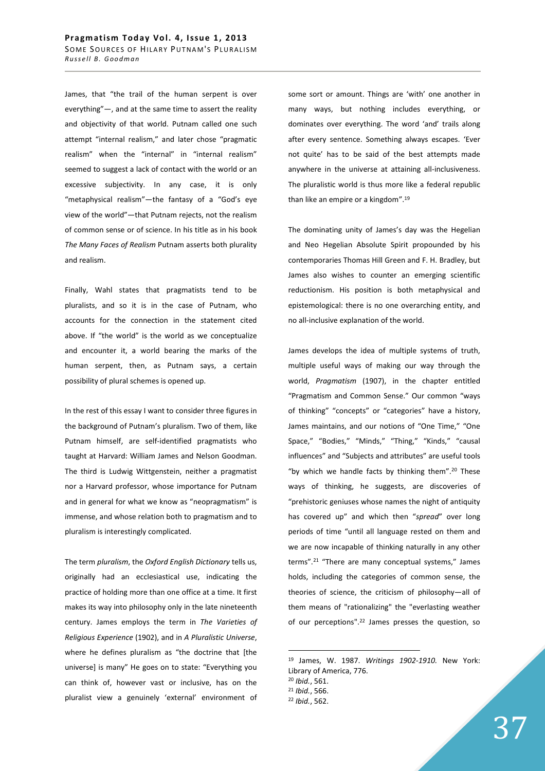James, that "the trail of the human serpent is over everything"—, and at the same time to assert the reality and objectivity of that world. Putnam called one such attempt "internal realism," and later chose "pragmatic realism" when the "internal" in "internal realism" seemed to suggest a lack of contact with the world or an excessive subjectivity. In any case, it is only "metaphysical realism"—the fantasy of a "God's eye view of the world"—that Putnam rejects, not the realism of common sense or of science. In his title as in his book *The Many Faces of Realism* Putnam asserts both plurality and realism.

Finally, Wahl states that pragmatists tend to be pluralists, and so it is in the case of Putnam, who accounts for the connection in the statement cited above. If "the world" is the world as we conceptualize and encounter it, a world bearing the marks of the human serpent, then, as Putnam says, a certain possibility of plural schemes is opened up.

In the rest of this essay I want to consider three figures in the background of Putnam's pluralism. Two of them, like Putnam himself, are self-identified pragmatists who taught at Harvard: William James and Nelson Goodman. The third is Ludwig Wittgenstein, neither a pragmatist nor a Harvard professor, whose importance for Putnam and in general for what we know as "neopragmatism" is immense, and whose relation both to pragmatism and to pluralism is interestingly complicated.

The term *pluralism*, the *Oxford English Dictionary* tells us, originally had an ecclesiastical use, indicating the practice of holding more than one office at a time. It first makes its way into philosophy only in the late nineteenth century. James employs the term in *The Varieties of Religious Experience* (1902), and in *A Pluralistic Universe*, where he defines pluralism as "the doctrine that [the universe] is many" He goes on to state: "Everything you can think of, however vast or inclusive, has on the pluralist view a genuinely 'external' environment of some sort or amount. Things are 'with' one another in many ways, but nothing includes everything, or dominates over everything. The word 'and' trails along after every sentence. Something always escapes. 'Ever not quite' has to be said of the best attempts made anywhere in the universe at attaining all-inclusiveness. The pluralistic world is thus more like a federal republic than like an empire or a kingdom".[19]

The dominating unity of James's day was the Hegelian and Neo Hegelian Absolute Spirit propounded by his contemporaries Thomas Hill Green and F. H. Bradley, but James also wishes to counter an emerging scientific reductionism. His position is both metaphysical and epistemological: there is no one overarching entity, and no all-inclusive explanation of the world.

James develops the idea of multiple systems of truth, multiple useful ways of making our way through the world, *Pragmatism* (1907), in the chapter entitled "Pragmatism and Common Sense." Our common "ways of thinking" "concepts" or "categories" have a history, James maintains, and our notions of "One Time," "One Space," "Bodies," "Minds," "Thing," "Kinds," "causal influences" and "Subjects and attributes" are useful tools "by which we handle facts by thinking them".[20] These ways of thinking, he suggests, are discoveries of "prehistoric geniuses whose names the night of antiquity has covered up" and which then "*spread*" over long periods of time "until all language rested on them and we are now incapable of thinking naturally in any other terms".[21] "There are many conceptual systems," James holds, including the categories of common sense, the theories of science, the criticism of philosophy—all of them means of "rationalizing" the "everlasting weather of our perceptions".[22] James presses the question, so

---

[19] James, W. 1987. *Writings 1902-1910.* New York: Library of America, 776.

[20] *Ibid.*, 561.

[21] *Ibid.*, 566.

[22] *Ibid.*, 562.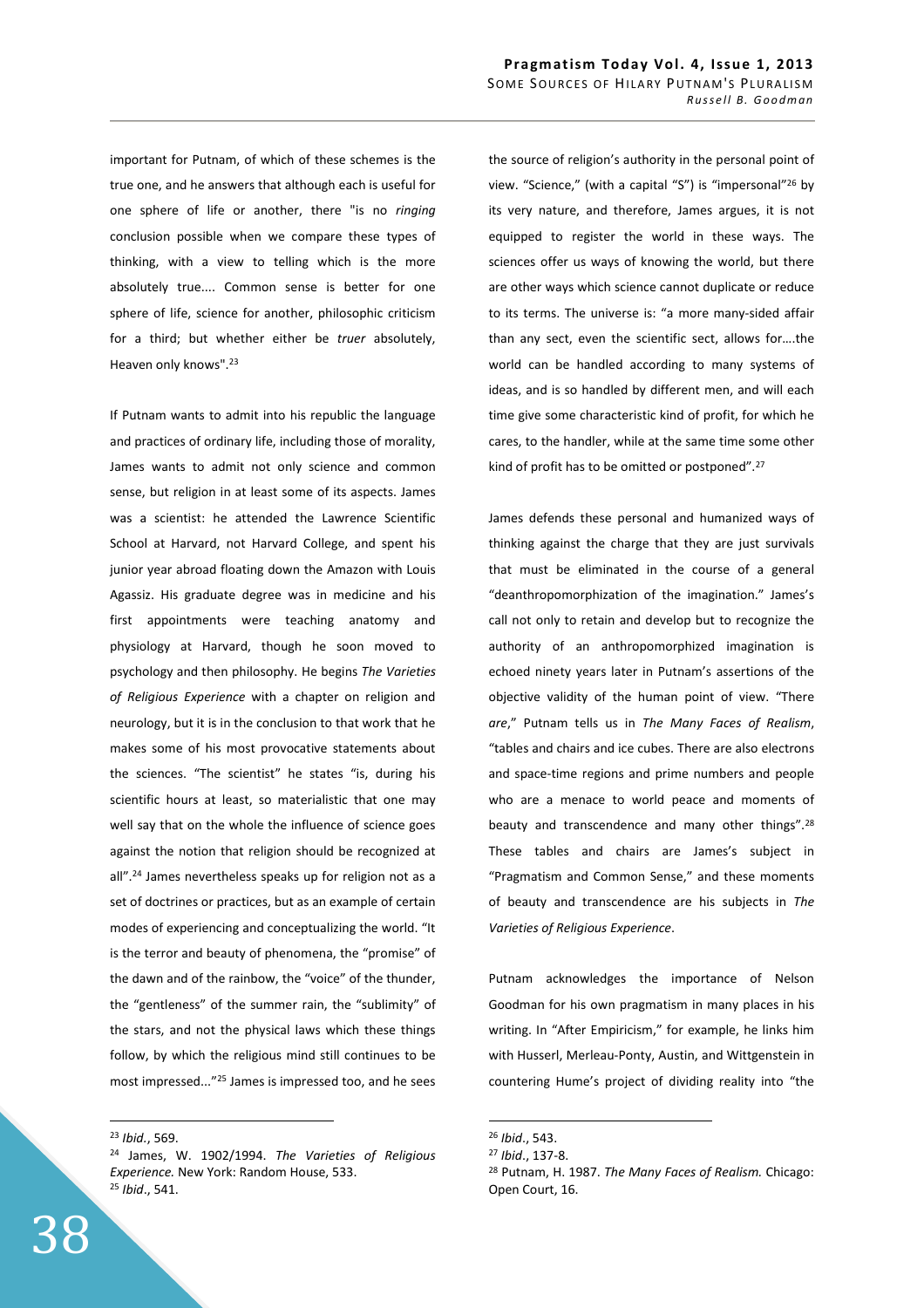important for Putnam, of which of these schemes is the true one, and he answers that although each is useful for one sphere of life or another, there "is no *ringing* conclusion possible when we compare these types of thinking, with a view to telling which is the more absolutely true.... Common sense is better for one sphere of life, science for another, philosophic criticism for a third; but whether either be *truer* absolutely, Heaven only knows".[23]

If Putnam wants to admit into his republic the language and practices of ordinary life, including those of morality, James wants to admit not only science and common sense, but religion in at least some of its aspects. James was a scientist: he attended the Lawrence Scientific School at Harvard, not Harvard College, and spent his junior year abroad floating down the Amazon with Louis Agassiz. His graduate degree was in medicine and his first appointments were teaching anatomy and physiology at Harvard, though he soon moved to psychology and then philosophy. He begins *The Varieties of Religious Experience* with a chapter on religion and neurology, but it is in the conclusion to that work that he makes some of his most provocative statements about the sciences. "The scientist" he states "is, during his scientific hours at least, so materialistic that one may well say that on the whole the influence of science goes against the notion that religion should be recognized at all".[24] James nevertheless speaks up for religion not as a set of doctrines or practices, but as an example of certain modes of experiencing and conceptualizing the world. "It is the terror and beauty of phenomena, the "promise" of the dawn and of the rainbow, the "voice" of the thunder, the "gentleness" of the summer rain, the "sublimity" of the stars, and not the physical laws which these things follow, by which the religious mind still continues to be most impressed..."[25] James is impressed too, and he sees the source of religion's authority in the personal point of view. "Science," (with a capital "S") is "impersonal"[26] by its very nature, and therefore, James argues, it is not equipped to register the world in these ways. The sciences offer us ways of knowing the world, but there are other ways which science cannot duplicate or reduce to its terms. The universe is: "a more many-sided affair than any sect, even the scientific sect, allows for....the world can be handled according to many systems of ideas, and is so handled by different men, and will each time give some characteristic kind of profit, for which he cares, to the handler, while at the same time some other kind of profit has to be omitted or postponed".[27]

James defends these personal and humanized ways of thinking against the charge that they are just survivals that must be eliminated in the course of a general "deanthropomorphization of the imagination." James's call not only to retain and develop but to recognize the authority of an anthropomorphized imagination is echoed ninety years later in Putnam's assertions of the objective validity of the human point of view. "There *are*," Putnam tells us in *The Many Faces of Realism*, "tables and chairs and ice cubes. There are also electrons and space-time regions and prime numbers and people who are a menace to world peace and moments of beauty and transcendence and many other things".[28] These tables and chairs are James's subject in "Pragmatism and Common Sense," and these moments of beauty and transcendence are his subjects in *The Varieties of Religious Experience*.

Putnam acknowledges the importance of Nelson Goodman for his own pragmatism in many places in his writing. In "After Empiricism," for example, he links him with Husserl, Merleau-Ponty, Austin, and Wittgenstein in countering Hume's project of dividing reality into "the

---

[23] *Ibid.*, 569.

[24] James, W. 1902/1994. *The Varieties of Religious Experience.* New York: Random House, 533.

[25] *Ibid*., 541.

[26] *Ibid*., 543.

[27] *Ibid*., 137-8.

[28] Putnam, H. 1987. *The Many Faces of Realism.* Chicago: Open Court, 16.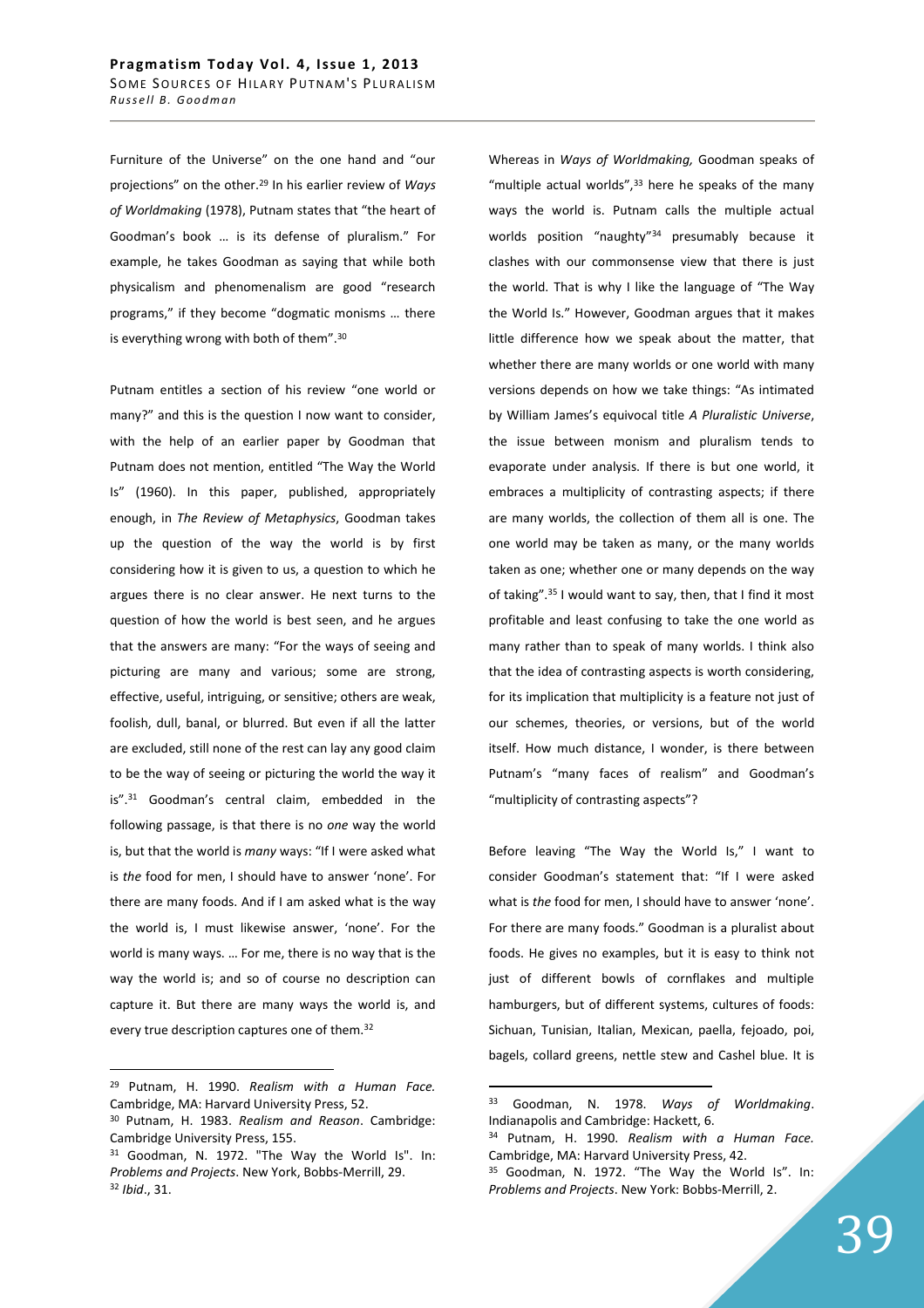Furniture of the Universe" on the one hand and "our projections" on the other.[29] In his earlier review of *Ways of Worldmaking* (1978), Putnam states that "the heart of Goodman's book … is its defense of pluralism." For example, he takes Goodman as saying that while both physicalism and phenomenalism are good "research programs," if they become "dogmatic monisms … there is everything wrong with both of them".[30]

Putnam entitles a section of his review "one world or many?" and this is the question I now want to consider, with the help of an earlier paper by Goodman that Putnam does not mention, entitled "The Way the World Is" (1960). In this paper, published, appropriately enough, in *The Review of Metaphysics*, Goodman takes up the question of the way the world is by first considering how it is given to us, a question to which he argues there is no clear answer. He next turns to the question of how the world is best seen, and he argues that the answers are many: "For the ways of seeing and picturing are many and various; some are strong, effective, useful, intriguing, or sensitive; others are weak, foolish, dull, banal, or blurred. But even if all the latter are excluded, still none of the rest can lay any good claim to be the way of seeing or picturing the world the way it is".[31] Goodman's central claim, embedded in the following passage, is that there is no *one* way the world is, but that the world is *many* ways: "If I were asked what is *the* food for men, I should have to answer 'none'. For there are many foods. And if I am asked what is the way the world is, I must likewise answer, 'none'. For the world is many ways. … For me, there is no way that is the way the world is; and so of course no description can capture it. But there are many ways the world is, and every true description captures one of them.[32]

Whereas in *Ways of Worldmaking,* Goodman speaks of "multiple actual worlds",[33] here he speaks of the many ways the world is. Putnam calls the multiple actual worlds position "naughty"[34] presumably because it clashes with our commonsense view that there is just the world. That is why I like the language of "The Way the World Is." However, Goodman argues that it makes little difference how we speak about the matter, that whether there are many worlds or one world with many versions depends on how we take things: "As intimated by William James's equivocal title *A Pluralistic Universe*, the issue between monism and pluralism tends to evaporate under analysis. If there is but one world, it embraces a multiplicity of contrasting aspects; if there are many worlds, the collection of them all is one. The one world may be taken as many, or the many worlds taken as one; whether one or many depends on the way of taking".[35] I would want to say, then, that I find it most profitable and least confusing to take the one world as many rather than to speak of many worlds. I think also that the idea of contrasting aspects is worth considering, for its implication that multiplicity is a feature not just of our schemes, theories, or versions, but of the world itself. How much distance, I wonder, is there between Putnam's "many faces of realism" and Goodman's "multiplicity of contrasting aspects"?

Before leaving "The Way the World Is," I want to consider Goodman's statement that: "If I were asked what is *the* food for men, I should have to answer 'none'. For there are many foods." Goodman is a pluralist about foods. He gives no examples, but it is easy to think not just of different bowls of cornflakes and multiple hamburgers, but of different systems, cultures of foods: Sichuan, Tunisian, Italian, Mexican, paella, fejoado, poi, bagels, collard greens, nettle stew and Cashel blue. It is

---

[29] Putnam, H. 1990. *Realism with a Human Face.* Cambridge, MA: Harvard University Press, 52.

[30] Putnam, H. 1983. *Realism and Reason*. Cambridge: Cambridge University Press, 155.

[31] Goodman, N. 1972. "The Way the World Is". In: *Problems and Projects*. New York, Bobbs-Merrill, 29.

[32] *Ibid*., 31.

[33] Goodman, N. 1978. *Ways of Worldmaking*. Indianapolis and Cambridge: Hackett, 6.

[34] Putnam, H. 1990. *Realism with a Human Face.* Cambridge, MA: Harvard University Press, 42.

[35] Goodman, N. 1972. "The Way the World Is". In: *Problems and Projects*. New York: Bobbs-Merrill, 2.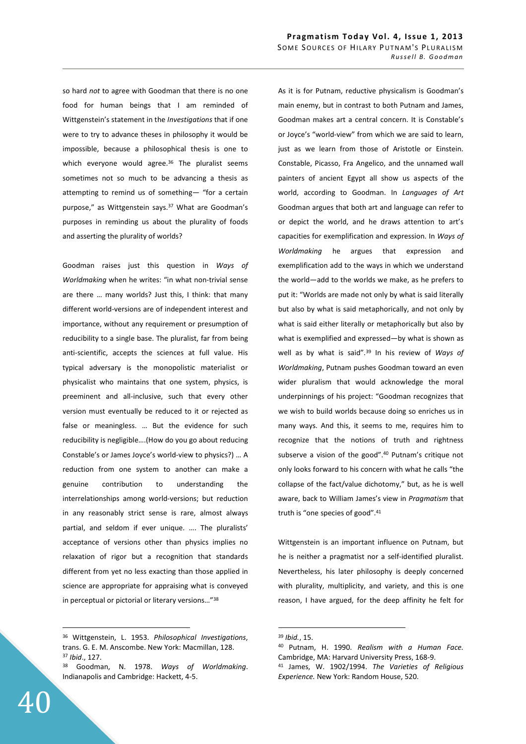so hard *not* to agree with Goodman that there is no one food for human beings that I am reminded of Wittgenstein's statement in the *Investigations* that if one were to try to advance theses in philosophy it would be impossible, because a philosophical thesis is one to which everyone would agree.[36] The pluralist seems sometimes not so much to be advancing a thesis as attempting to remind us of something— "for a certain purpose," as Wittgenstein says.[37] What are Goodman's purposes in reminding us about the plurality of foods and asserting the plurality of worlds?

Goodman raises just this question in *Ways of Worldmaking* when he writes: "in what non-trivial sense are there … many worlds? Just this, I think: that many different world-versions are of independent interest and importance, without any requirement or presumption of reducibility to a single base. The pluralist, far from being anti-scientific, accepts the sciences at full value. His typical adversary is the monopolistic materialist or physicalist who maintains that one system, physics, is preeminent and all-inclusive, such that every other version must eventually be reduced to it or rejected as false or meaningless. … But the evidence for such reducibility is negligible….(How do you go about reducing Constable's or James Joyce's world-view to physics?) … A reduction from one system to another can make a genuine contribution to understanding the interrelationships among world-versions; but reduction in any reasonably strict sense is rare, almost always partial, and seldom if ever unique. …. The pluralists' acceptance of versions other than physics implies no relaxation of rigor but a recognition that standards different from yet no less exacting than those applied in science are appropriate for appraising what is conveyed in perceptual or pictorial or literary versions…"[38]

As it is for Putnam, reductive physicalism is Goodman's main enemy, but in contrast to both Putnam and James, Goodman makes art a central concern. It is Constable's or Joyce's "world-view" from which we are said to learn, just as we learn from those of Aristotle or Einstein. Constable, Picasso, Fra Angelico, and the unnamed wall painters of ancient Egypt all show us aspects of the world, according to Goodman. In *Languages of Art* Goodman argues that both art and language can refer to or depict the world, and he draws attention to art's capacities for exemplification and expression. In *Ways of Worldmaking* he argues that expression and exemplification add to the ways in which we understand the world—add to the worlds we make, as he prefers to put it: "Worlds are made not only by what is said literally but also by what is said metaphorically, and not only by what is said either literally or metaphorically but also by what is exemplified and expressed—by what is shown as well as by what is said".[39] In his review of *Ways of Worldmaking*, Putnam pushes Goodman toward an even wider pluralism that would acknowledge the moral underpinnings of his project: "Goodman recognizes that we wish to build worlds because doing so enriches us in many ways. And this, it seems to me, requires him to recognize that the notions of truth and rightness subserve a vision of the good".[40] Putnam's critique not only looks forward to his concern with what he calls "the collapse of the fact/value dichotomy," but, as he is well aware, back to William James's view in *Pragmatism* that truth is "one species of good".[41]

Wittgenstein is an important influence on Putnam, but he is neither a pragmatist nor a self-identified pluralist. Nevertheless, his later philosophy is deeply concerned with plurality, multiplicity, and variety, and this is one reason, I have argued, for the deep affinity he felt for

---

[36] Wittgenstein, L. 1953. *Philosophical Investigations*, trans. G. E. M. Anscombe. New York: Macmillan, 128.

[37] *Ibid*., 127.

[38] Goodman, N. 1978. *Ways of Worldmaking*. Indianapolis and Cambridge: Hackett, 4-5.

[39] *Ibid.*, 15.

[40] Putnam, H. 1990. *Realism with a Human Face.* Cambridge, MA: Harvard University Press, 168-9.

[41] James, W. 1902/1994. *The Varieties of Religious Experience.* New York: Random House, 520.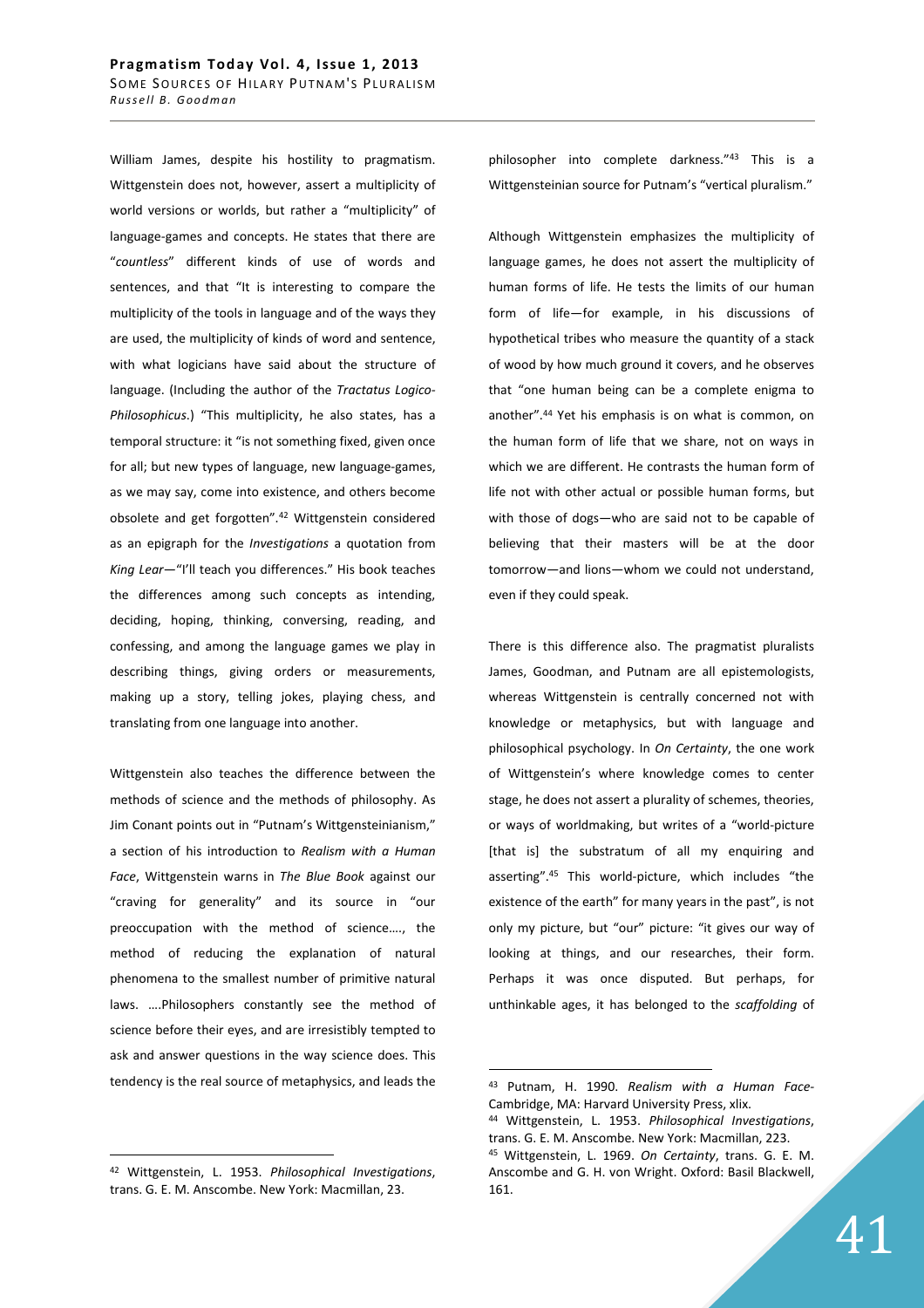William James, despite his hostility to pragmatism. Wittgenstein does not, however, assert a multiplicity of world versions or worlds, but rather a "multiplicity" of language-games and concepts. He states that there are "*countless*" different kinds of use of words and sentences, and that "It is interesting to compare the multiplicity of the tools in language and of the ways they are used, the multiplicity of kinds of word and sentence, with what logicians have said about the structure of language. (Including the author of the *Tractatus Logico-Philosophicus*.) "This multiplicity, he also states, has a temporal structure: it "is not something fixed, given once for all; but new types of language, new language-games, as we may say, come into existence, and others become obsolete and get forgotten".[42] Wittgenstein considered as an epigraph for the *Investigations* a quotation from *King Lear*—"I'll teach you differences." His book teaches the differences among such concepts as intending, deciding, hoping, thinking, conversing, reading, and confessing, and among the language games we play in describing things, giving orders or measurements, making up a story, telling jokes, playing chess, and translating from one language into another.

Wittgenstein also teaches the difference between the methods of science and the methods of philosophy. As Jim Conant points out in "Putnam's Wittgensteinianism," a section of his introduction to *Realism with a Human Face*, Wittgenstein warns in *The Blue Book* against our "craving for generality" and its source in "our preoccupation with the method of science…., the method of reducing the explanation of natural phenomena to the smallest number of primitive natural laws. ….Philosophers constantly see the method of science before their eyes, and are irresistibly tempted to ask and answer questions in the way science does. This tendency is the real source of metaphysics, and leads the philosopher into complete darkness."[43] This is a Wittgensteinian source for Putnam's "vertical pluralism."

Although Wittgenstein emphasizes the multiplicity of language games, he does not assert the multiplicity of human forms of life. He tests the limits of our human form of life—for example, in his discussions of hypothetical tribes who measure the quantity of a stack of wood by how much ground it covers, and he observes that "one human being can be a complete enigma to another".[44] Yet his emphasis is on what is common, on the human form of life that we share, not on ways in which we are different. He contrasts the human form of life not with other actual or possible human forms, but with those of dogs—who are said not to be capable of believing that their masters will be at the door tomorrow—and lions—whom we could not understand, even if they could speak.

There is this difference also. The pragmatist pluralists James, Goodman, and Putnam are all epistemologists, whereas Wittgenstein is centrally concerned not with knowledge or metaphysics, but with language and philosophical psychology. In *On Certainty*, the one work of Wittgenstein's where knowledge comes to center stage, he does not assert a plurality of schemes, theories, or ways of worldmaking, but writes of a "world-picture [that is] the substratum of all my enquiring and asserting".[45] This world-picture, which includes "the existence of the earth" for many years in the past", is not only my picture, but "our" picture: "it gives our way of looking at things, and our researches, their form. Perhaps it was once disputed. But perhaps, for unthinkable ages, it has belonged to the *scaffolding* of

---

[42] Wittgenstein, L. 1953. *Philosophical Investigations*, trans. G. E. M. Anscombe. New York: Macmillan, 23.

[43] Putnam, H. 1990. *Realism with a Human Face*- Cambridge, MA: Harvard University Press, xlix.

[44] Wittgenstein, L. 1953. *Philosophical Investigations*, trans. G. E. M. Anscombe. New York: Macmillan, 223.

[45] Wittgenstein, L. 1969. *On Certainty*, trans. G. E. M. Anscombe and G. H. von Wright. Oxford: Basil Blackwell, 161.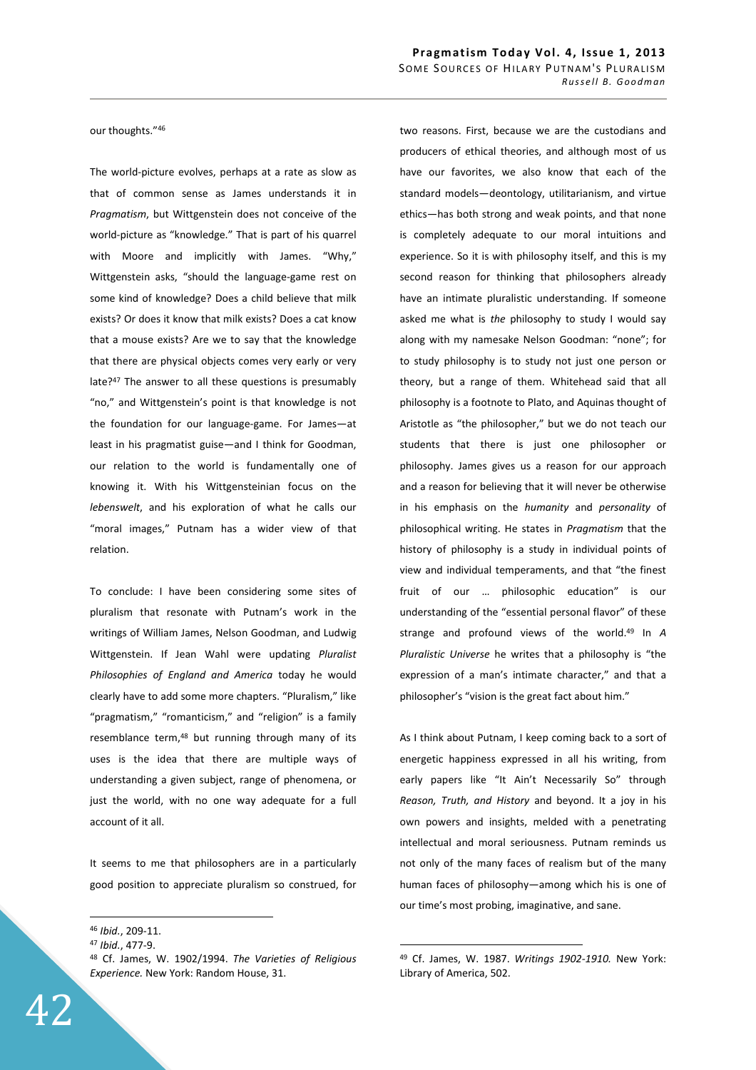our thoughts."[46]

The world-picture evolves, perhaps at a rate as slow as that of common sense as James understands it in *Pragmatism*, but Wittgenstein does not conceive of the world-picture as "knowledge." That is part of his quarrel with Moore and implicitly with James. "Why," Wittgenstein asks, "should the language-game rest on some kind of knowledge? Does a child believe that milk exists? Or does it know that milk exists? Does a cat know that a mouse exists? Are we to say that the knowledge that there are physical objects comes very early or very late?[47] The answer to all these questions is presumably "no," and Wittgenstein's point is that knowledge is not the foundation for our language-game. For James—at least in his pragmatist guise—and I think for Goodman, our relation to the world is fundamentally one of knowing it. With his Wittgensteinian focus on the *lebenswelt*, and his exploration of what he calls our "moral images," Putnam has a wider view of that relation.

To conclude: I have been considering some sites of pluralism that resonate with Putnam's work in the writings of William James, Nelson Goodman, and Ludwig Wittgenstein. If Jean Wahl were updating *Pluralist Philosophies of England and America* today he would clearly have to add some more chapters. "Pluralism," like "pragmatism," "romanticism," and "religion" is a family resemblance term,[48] but running through many of its uses is the idea that there are multiple ways of understanding a given subject, range of phenomena, or just the world, with no one way adequate for a full account of it all.

It seems to me that philosophers are in a particularly good position to appreciate pluralism so construed, for two reasons. First, because we are the custodians and producers of ethical theories, and although most of us have our favorites, we also know that each of the standard models—deontology, utilitarianism, and virtue ethics—has both strong and weak points, and that none is completely adequate to our moral intuitions and experience. So it is with philosophy itself, and this is my second reason for thinking that philosophers already have an intimate pluralistic understanding. If someone asked me what is *the* philosophy to study I would say along with my namesake Nelson Goodman: "none"; for to study philosophy is to study not just one person or theory, but a range of them. Whitehead said that all philosophy is a footnote to Plato, and Aquinas thought of Aristotle as "the philosopher," but we do not teach our students that there is just one philosopher or philosophy. James gives us a reason for our approach and a reason for believing that it will never be otherwise in his emphasis on the *humanity* and *personality* of philosophical writing. He states in *Pragmatism* that the history of philosophy is a study in individual points of view and individual temperaments, and that "the finest fruit of our … philosophic education" is our understanding of the "essential personal flavor" of these strange and profound views of the world.[49] In *A Pluralistic Universe* he writes that a philosophy is "the expression of a man's intimate character," and that a philosopher's "vision is the great fact about him."

As I think about Putnam, I keep coming back to a sort of energetic happiness expressed in all his writing, from early papers like "It Ain't Necessarily So" through *Reason, Truth, and History* and beyond. It a joy in his own powers and insights, melded with a penetrating intellectual and moral seriousness. Putnam reminds us not only of the many faces of realism but of the many human faces of philosophy—among which his is one of our time's most probing, imaginative, and sane.

---

[46] *Ibid.*, 209-11.

[47] *Ibid.*, 477-9.

[48] Cf. James, W. 1902/1994. *The Varieties of Religious Experience.* New York: Random House, 31.

[49] Cf. James, W. 1987. *Writings 1902-1910.* New York: Library of America, 502.